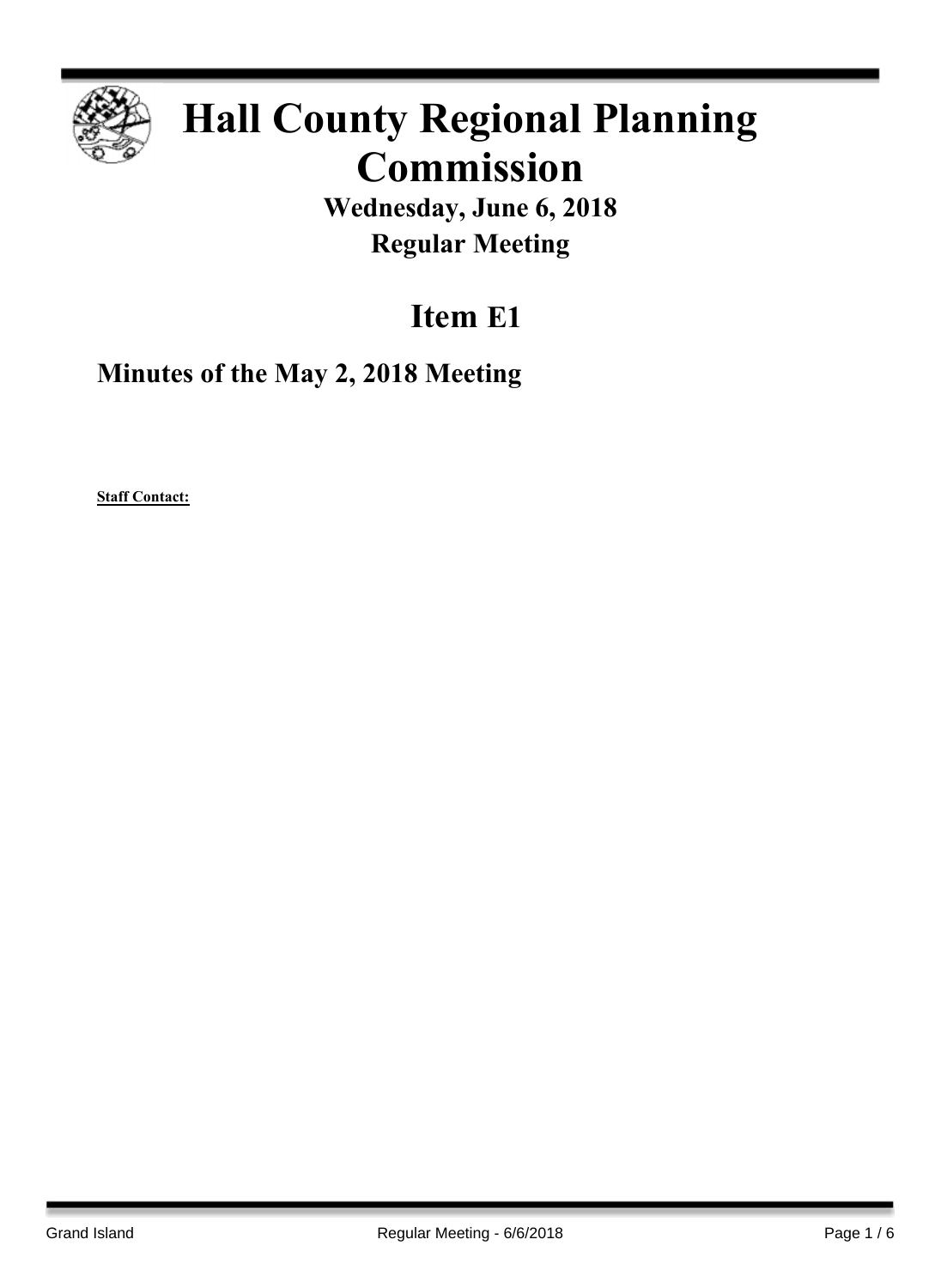# Hall County Regional Planning Commission

**Wednesday, June 6, 2018**

**Regular Meeting**

## Item E1

### Minutes of the May 2, 2018 Meeting

**Staff Contact:**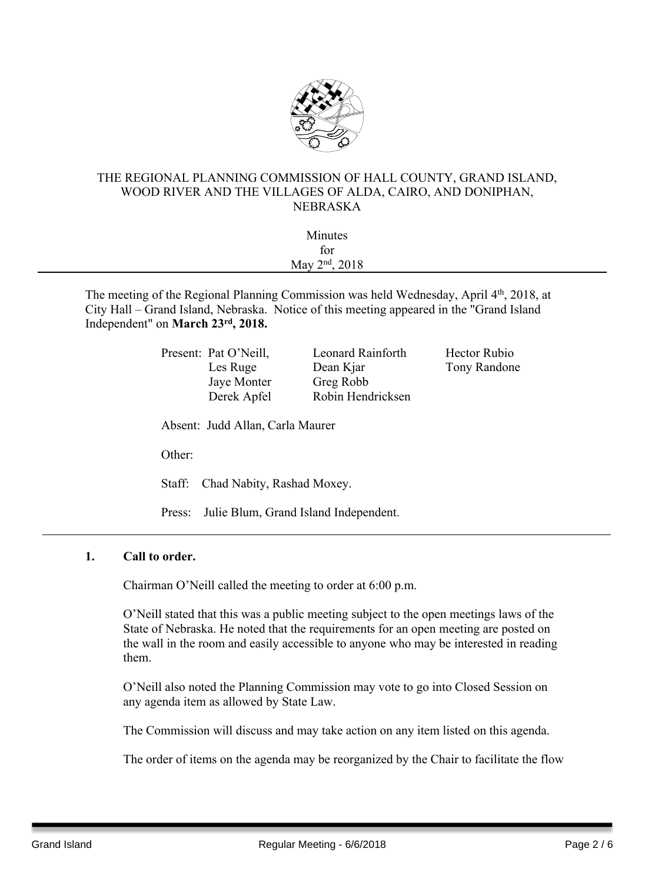THE REGIONAL PLANNING COMMISSION OF HALL COUNTY, GRAND ISLAND, WOOD RIVER AND THE VILLAGES OF ALDA, CAIRO, AND DONIPHAN, NEBRASKA

Minutes
for
May 2nd, 2018

---

The meeting of the Regional Planning Commission was held Wednesday, April 4th, 2018, at City Hall – Grand Island, Nebraska. Notice of this meeting appeared in the "Grand Island Independent" on **March 23rd, 2018.**

Present: Pat O'Neill, Les Ruge, Jaye Monter, Derek Apfel, Leonard Rainforth, Dean Kjar, Greg Robb, Robin Hendricksen, Hector Rubio, Tony Randone

Absent: Judd Allan, Carla Maurer

Other:

Staff: Chad Nabity, Rashad Moxey.

Press: Julie Blum, Grand Island Independent.

---

**1. Call to order.**

Chairman O'Neill called the meeting to order at 6:00 p.m.

O'Neill stated that this was a public meeting subject to the open meetings laws of the State of Nebraska. He noted that the requirements for an open meeting are posted on the wall in the room and easily accessible to anyone who may be interested in reading them.

O'Neill also noted the Planning Commission may vote to go into Closed Session on any agenda item as allowed by State Law.

The Commission will discuss and may take action on any item listed on this agenda.

The order of items on the agenda may be reorganized by the Chair to facilitate the flow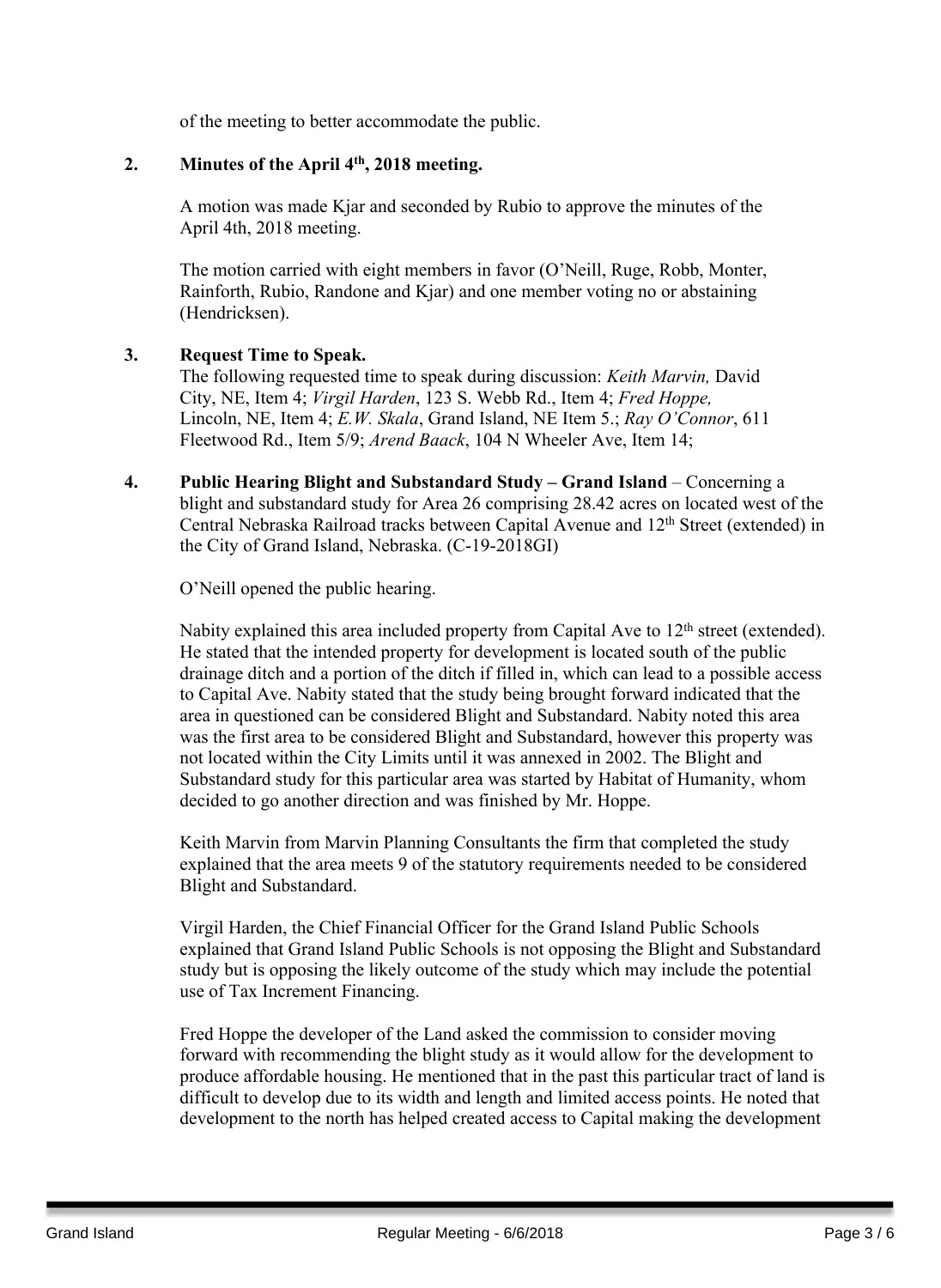of the meeting to better accommodate the public.

**2. Minutes of the April 4th, 2018 meeting.**

A motion was made Kjar and seconded by Rubio to approve the minutes of the April 4th, 2018 meeting.

The motion carried with eight members in favor (O'Neill, Ruge, Robb, Monter, Rainforth, Rubio, Randone and Kjar) and one member voting no or abstaining (Hendricksen).

**3. Request Time to Speak.**

The following requested time to speak during discussion: *Keith Marvin,* David City, NE, Item 4; *Virgil Harden*, 123 S. Webb Rd., Item 4; *Fred Hoppe,* Lincoln, NE, Item 4; *E.W. Skala*, Grand Island, NE Item 5.; *Ray O'Connor*, 611 Fleetwood Rd., Item 5/9; *Arend Baack*, 104 N Wheeler Ave, Item 14;

**4. Public Hearing Blight and Substandard Study – Grand Island** – Concerning a blight and substandard study for Area 26 comprising 28.42 acres on located west of the Central Nebraska Railroad tracks between Capital Avenue and 12th Street (extended) in the City of Grand Island, Nebraska. (C-19-2018GI)

O'Neill opened the public hearing.

Nabity explained this area included property from Capital Ave to 12th street (extended). He stated that the intended property for development is located south of the public drainage ditch and a portion of the ditch if filled in, which can lead to a possible access to Capital Ave. Nabity stated that the study being brought forward indicated that the area in questioned can be considered Blight and Substandard. Nabity noted this area was the first area to be considered Blight and Substandard, however this property was not located within the City Limits until it was annexed in 2002. The Blight and Substandard study for this particular area was started by Habitat of Humanity, whom decided to go another direction and was finished by Mr. Hoppe.

Keith Marvin from Marvin Planning Consultants the firm that completed the study explained that the area meets 9 of the statutory requirements needed to be considered Blight and Substandard.

Virgil Harden, the Chief Financial Officer for the Grand Island Public Schools explained that Grand Island Public Schools is not opposing the Blight and Substandard study but is opposing the likely outcome of the study which may include the potential use of Tax Increment Financing.

Fred Hoppe the developer of the Land asked the commission to consider moving forward with recommending the blight study as it would allow for the development to produce affordable housing. He mentioned that in the past this particular tract of land is difficult to develop due to its width and length and limited access points. He noted that development to the north has helped created access to Capital making the development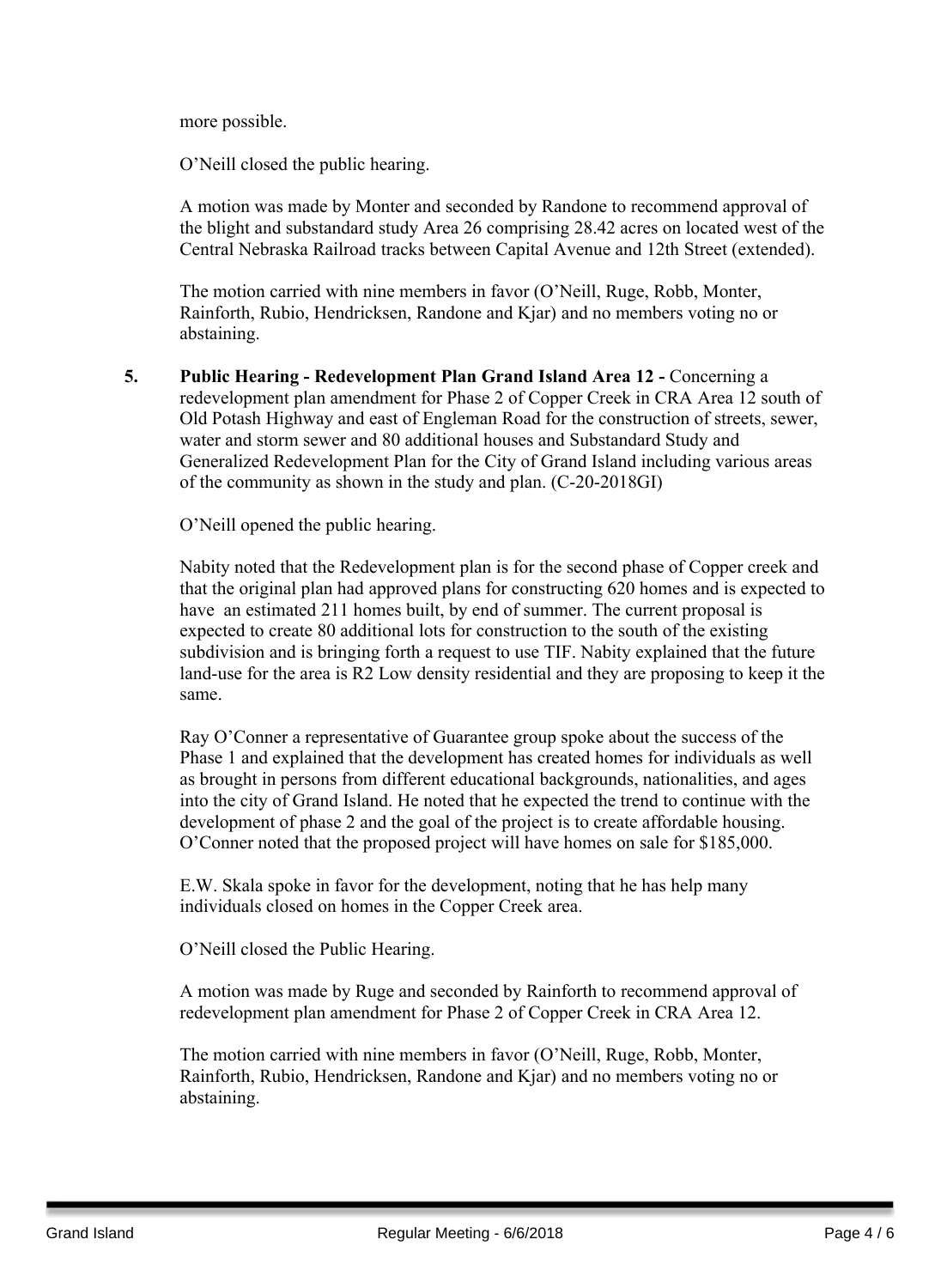more possible.

O'Neill closed the public hearing.

A motion was made by Monter and seconded by Randone to recommend approval of the blight and substandard study Area 26 comprising 28.42 acres on located west of the Central Nebraska Railroad tracks between Capital Avenue and 12th Street (extended).

The motion carried with nine members in favor (O'Neill, Ruge, Robb, Monter, Rainforth, Rubio, Hendricksen, Randone and Kjar) and no members voting no or abstaining.

5. **Public Hearing - Redevelopment Plan Grand Island Area 12 -** Concerning a redevelopment plan amendment for Phase 2 of Copper Creek in CRA Area 12 south of Old Potash Highway and east of Engleman Road for the construction of streets, sewer, water and storm sewer and 80 additional houses and Substandard Study and Generalized Redevelopment Plan for the City of Grand Island including various areas of the community as shown in the study and plan. (C-20-2018GI)

O'Neill opened the public hearing.

Nabity noted that the Redevelopment plan is for the second phase of Copper creek and that the original plan had approved plans for constructing 620 homes and is expected to have an estimated 211 homes built, by end of summer. The current proposal is expected to create 80 additional lots for construction to the south of the existing subdivision and is bringing forth a request to use TIF. Nabity explained that the future land-use for the area is R2 Low density residential and they are proposing to keep it the same.

Ray O'Conner a representative of Guarantee group spoke about the success of the Phase 1 and explained that the development has created homes for individuals as well as brought in persons from different educational backgrounds, nationalities, and ages into the city of Grand Island. He noted that he expected the trend to continue with the development of phase 2 and the goal of the project is to create affordable housing. O'Conner noted that the proposed project will have homes on sale for $185,000.

E.W. Skala spoke in favor for the development, noting that he has help many individuals closed on homes in the Copper Creek area.

O'Neill closed the Public Hearing.

A motion was made by Ruge and seconded by Rainforth to recommend approval of redevelopment plan amendment for Phase 2 of Copper Creek in CRA Area 12.

The motion carried with nine members in favor (O'Neill, Ruge, Robb, Monter, Rainforth, Rubio, Hendricksen, Randone and Kjar) and no members voting no or abstaining.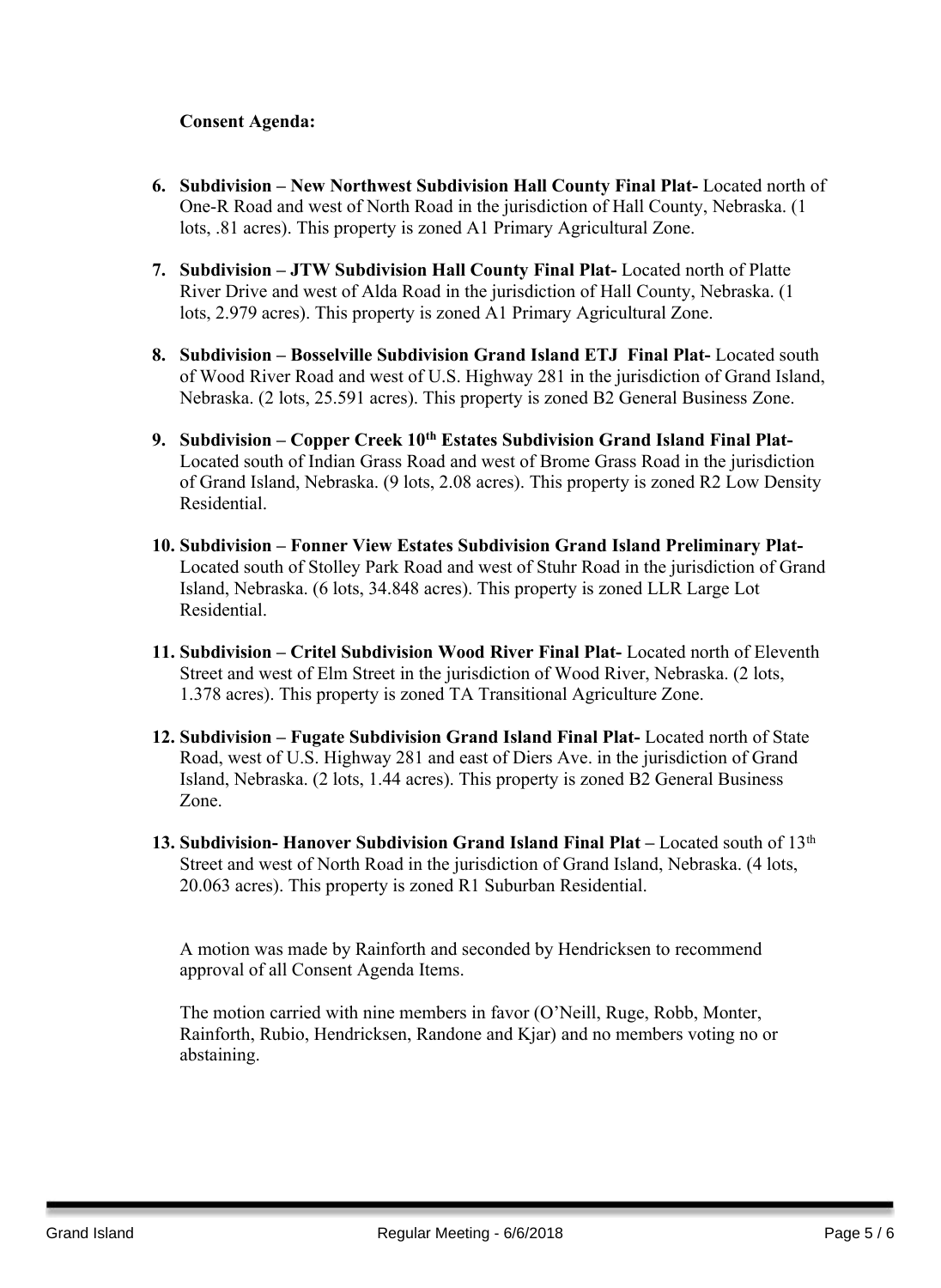**Consent Agenda:**

6. **Subdivision – New Northwest Subdivision Hall County Final Plat-** Located north of One-R Road and west of North Road in the jurisdiction of Hall County, Nebraska. (1 lots, .81 acres). This property is zoned A1 Primary Agricultural Zone.

7. **Subdivision – JTW Subdivision Hall County Final Plat-** Located north of Platte River Drive and west of Alda Road in the jurisdiction of Hall County, Nebraska. (1 lots, 2.979 acres). This property is zoned A1 Primary Agricultural Zone.

8. **Subdivision – Bosselville Subdivision Grand Island ETJ Final Plat-** Located south of Wood River Road and west of U.S. Highway 281 in the jurisdiction of Grand Island, Nebraska. (2 lots, 25.591 acres). This property is zoned B2 General Business Zone.

9. **Subdivision – Copper Creek 10th Estates Subdivision Grand Island Final Plat-** Located south of Indian Grass Road and west of Brome Grass Road in the jurisdiction of Grand Island, Nebraska. (9 lots, 2.08 acres). This property is zoned R2 Low Density Residential.

10. **Subdivision – Fonner View Estates Subdivision Grand Island Preliminary Plat-** Located south of Stolley Park Road and west of Stuhr Road in the jurisdiction of Grand Island, Nebraska. (6 lots, 34.848 acres). This property is zoned LLR Large Lot Residential.

11. **Subdivision – Critel Subdivision Wood River Final Plat-** Located north of Eleventh Street and west of Elm Street in the jurisdiction of Wood River, Nebraska. (2 lots, 1.378 acres). This property is zoned TA Transitional Agriculture Zone.

12. **Subdivision – Fugate Subdivision Grand Island Final Plat-** Located north of State Road, west of U.S. Highway 281 and east of Diers Ave. in the jurisdiction of Grand Island, Nebraska. (2 lots, 1.44 acres). This property is zoned B2 General Business Zone.

13. **Subdivision- Hanover Subdivision Grand Island Final Plat –** Located south of 13th Street and west of North Road in the jurisdiction of Grand Island, Nebraska. (4 lots, 20.063 acres). This property is zoned R1 Suburban Residential.

A motion was made by Rainforth and seconded by Hendricksen to recommend approval of all Consent Agenda Items.

The motion carried with nine members in favor (O'Neill, Ruge, Robb, Monter, Rainforth, Rubio, Hendricksen, Randone and Kjar) and no members voting no or abstaining.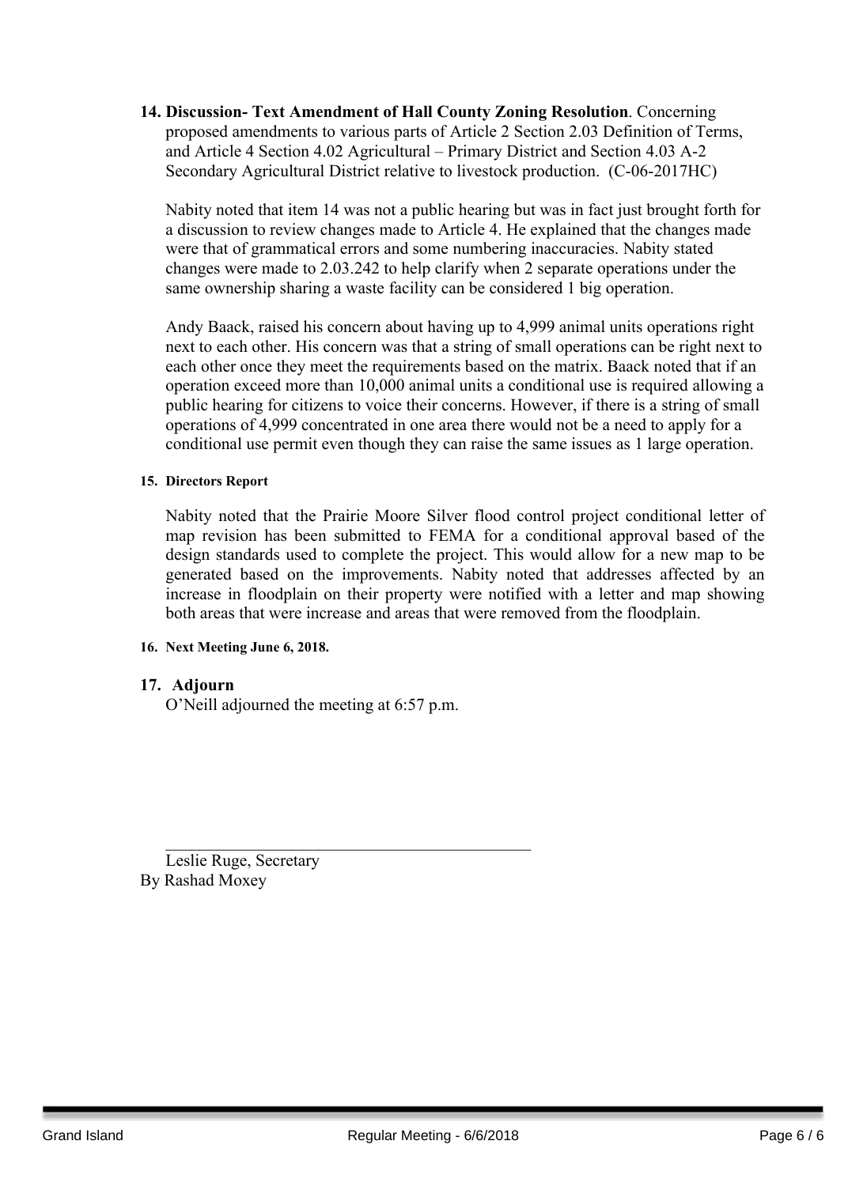14. **Discussion- Text Amendment of Hall County Zoning Resolution**. Concerning proposed amendments to various parts of Article 2 Section 2.03 Definition of Terms, and Article 4 Section 4.02 Agricultural – Primary District and Section 4.03 A-2 Secondary Agricultural District relative to livestock production. (C-06-2017HC)

    Nabity noted that item 14 was not a public hearing but was in fact just brought forth for a discussion to review changes made to Article 4. He explained that the changes made were that of grammatical errors and some numbering inaccuracies. Nabity stated changes were made to 2.03.242 to help clarify when 2 separate operations under the same ownership sharing a waste facility can be considered 1 big operation.

    Andy Baack, raised his concern about having up to 4,999 animal units operations right next to each other. His concern was that a string of small operations can be right next to each other once they meet the requirements based on the matrix. Baack noted that if an operation exceed more than 10,000 animal units a conditional use is required allowing a public hearing for citizens to voice their concerns. However, if there is a string of small operations of 4,999 concentrated in one area there would not be a need to apply for a conditional use permit even though they can raise the same issues as 1 large operation.

15. **Directors Report**

    Nabity noted that the Prairie Moore Silver flood control project conditional letter of map revision has been submitted to FEMA for a conditional approval based of the design standards used to complete the project. This would allow for a new map to be generated based on the improvements. Nabity noted that addresses affected by an increase in floodplain on their property were notified with a letter and map showing both areas that were increase and areas that were removed from the floodplain.

16. **Next Meeting June 6, 2018.**

17. **Adjourn**

    O'Neill adjourned the meeting at 6:57 p.m.

\_\_\_\_\_\_\_\_\_\_\_\_\_\_\_\_\_\_\_\_\_\_\_\_\_\_\_\_\_\_\_\_\_\_\_\_\_\_\_\_\_\_\_\_

Leslie Ruge, Secretary

By Rashad Moxey